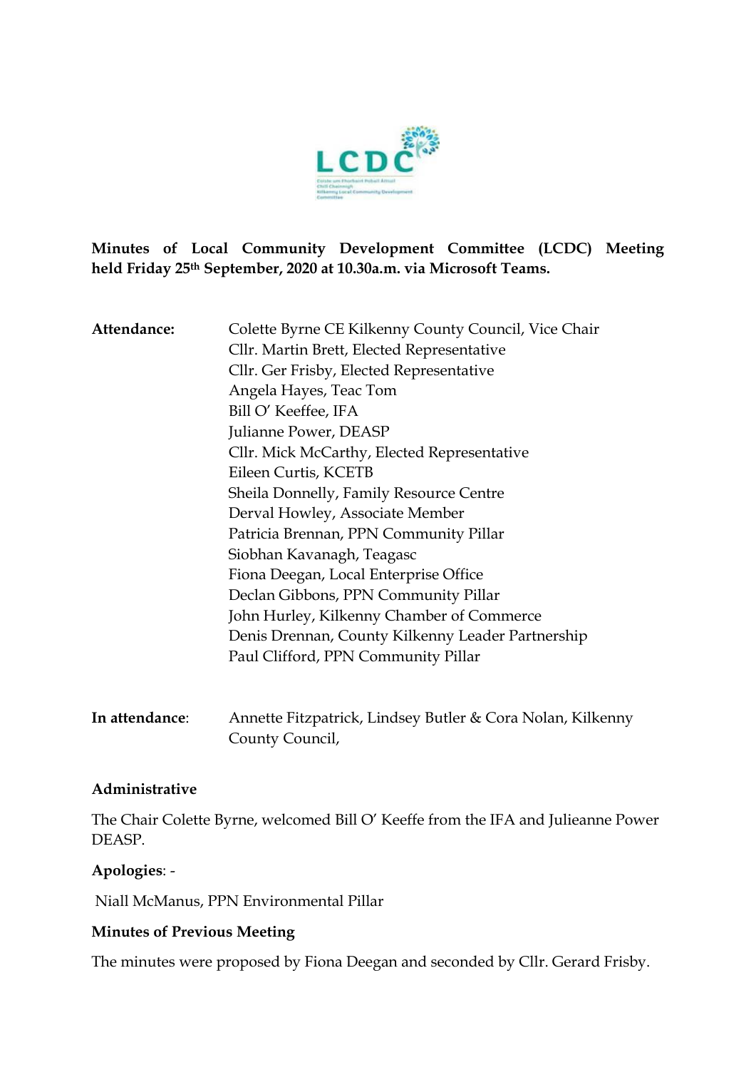**Minutes of Local Community Development Committee (LCDC) Meeting held Friday 25th September, 2020 at 10.30a.m. via Microsoft Teams.**

**Attendance:**

Colette Byrne CE Kilkenny County Council, Vice Chair
Cllr. Martin Brett, Elected Representative
Cllr. Ger Frisby, Elected Representative
Angela Hayes, Teac Tom
Bill O' Keeffee, IFA
Julianne Power, DEASP
Cllr. Mick McCarthy, Elected Representative
Eileen Curtis, KCETB
Sheila Donnelly, Family Resource Centre
Derval Howley, Associate Member
Patricia Brennan, PPN Community Pillar
Siobhan Kavanagh, Teagasc
Fiona Deegan, Local Enterprise Office
Declan Gibbons, PPN Community Pillar
John Hurley, Kilkenny Chamber of Commerce
Denis Drennan, County Kilkenny Leader Partnership
Paul Clifford, PPN Community Pillar

**In attendance**: Annette Fitzpatrick, Lindsey Butler & Cora Nolan, Kilkenny County Council,

**Administrative**

The Chair Colette Byrne, welcomed Bill O' Keeffe from the IFA and Julieanne Power DEASP.

**Apologies**: -

Niall McManus, PPN Environmental Pillar

**Minutes of Previous Meeting**

The minutes were proposed by Fiona Deegan and seconded by Cllr. Gerard Frisby.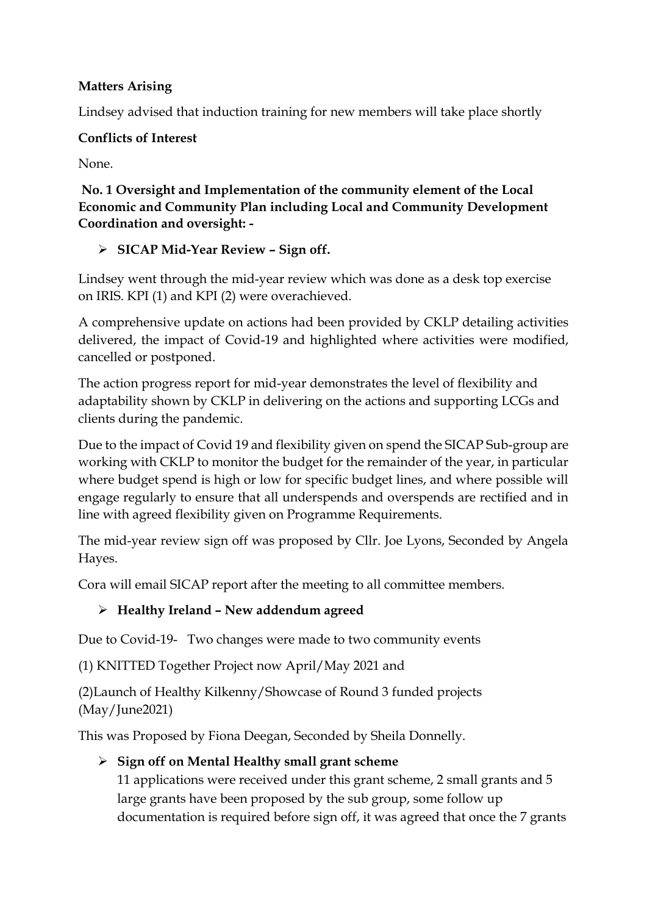**Matters Arising**

Lindsey advised that induction training for new members will take place shortly

**Conflicts of Interest**

None.

**No. 1 Oversight and Implementation of the community element of the Local Economic and Community Plan including Local and Community Development Coordination and oversight: -**

- **SICAP Mid-Year Review – Sign off.**

Lindsey went through the mid-year review which was done as a desk top exercise on IRIS. KPI (1) and KPI (2) were overachieved.

A comprehensive update on actions had been provided by CKLP detailing activities delivered, the impact of Covid-19 and highlighted where activities were modified, cancelled or postponed.

The action progress report for mid-year demonstrates the level of flexibility and adaptability shown by CKLP in delivering on the actions and supporting LCGs and clients during the pandemic.

Due to the impact of Covid 19 and flexibility given on spend the SICAP Sub-group are working with CKLP to monitor the budget for the remainder of the year, in particular where budget spend is high or low for specific budget lines, and where possible will engage regularly to ensure that all underspends and overspends are rectified and in line with agreed flexibility given on Programme Requirements.

The mid-year review sign off was proposed by Cllr. Joe Lyons, Seconded by Angela Hayes.

Cora will email SICAP report after the meeting to all committee members.

- **Healthy Ireland – New addendum agreed**

Due to Covid-19- Two changes were made to two community events

(1) KNITTED Together Project now April/May 2021 and

(2)Launch of Healthy Kilkenny/Showcase of Round 3 funded projects (May/June2021)

This was Proposed by Fiona Deegan, Seconded by Sheila Donnelly.

- **Sign off on Mental Healthy small grant scheme**

  11 applications were received under this grant scheme, 2 small grants and 5 large grants have been proposed by the sub group, some follow up documentation is required before sign off, it was agreed that once the 7 grants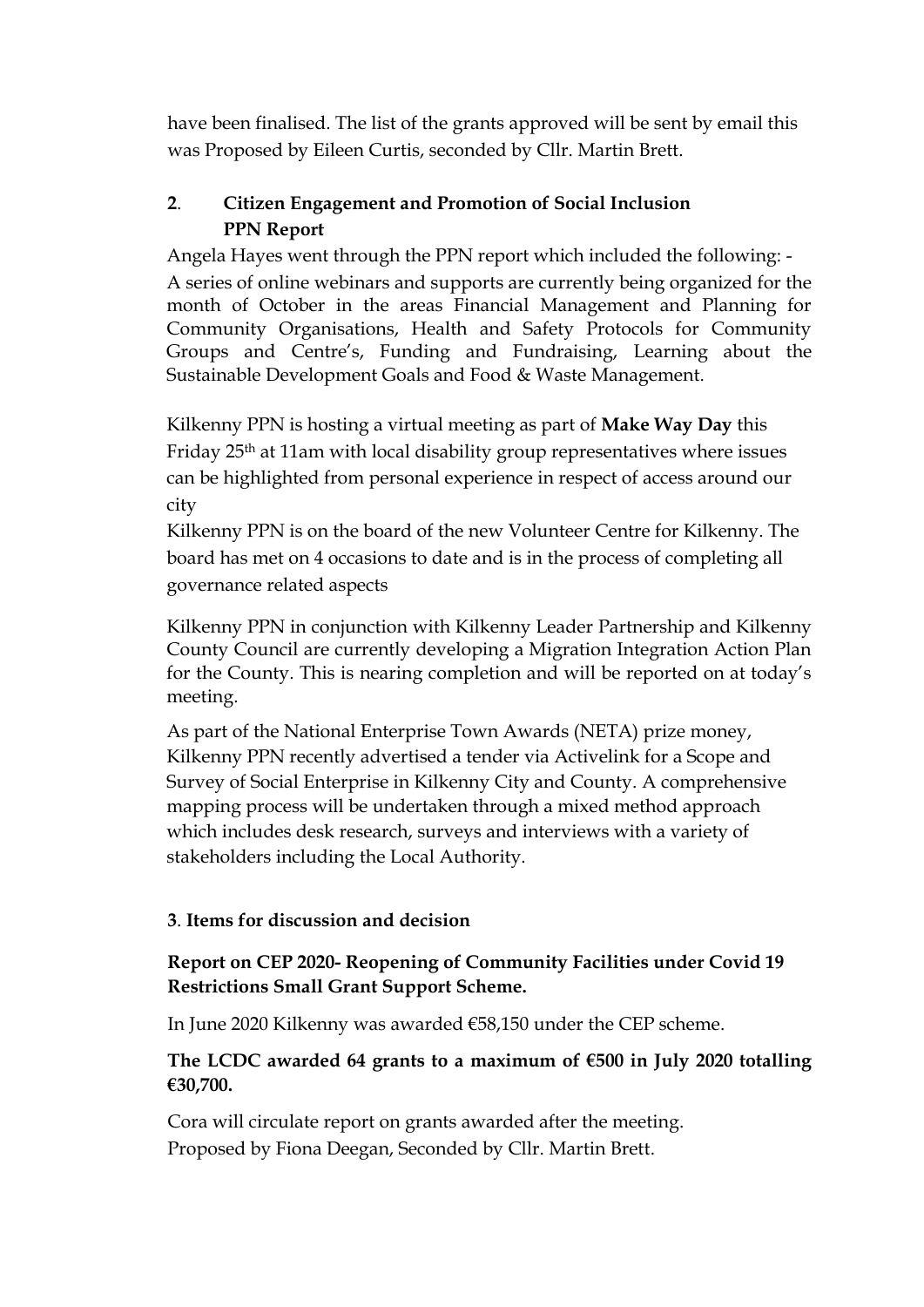have been finalised. The list of the grants approved will be sent by email this was Proposed by Eileen Curtis, seconded by Cllr. Martin Brett.

## **2**. Citizen Engagement and Promotion of Social Inclusion

### PPN Report

Angela Hayes went through the PPN report which included the following: -
A series of online webinars and supports are currently being organized for the month of October in the areas Financial Management and Planning for Community Organisations, Health and Safety Protocols for Community Groups and Centre's, Funding and Fundraising, Learning about the Sustainable Development Goals and Food & Waste Management.

Kilkenny PPN is hosting a virtual meeting as part of **Make Way Day** this Friday 25th at 11am with local disability group representatives where issues can be highlighted from personal experience in respect of access around our city
Kilkenny PPN is on the board of the new Volunteer Centre for Kilkenny. The board has met on 4 occasions to date and is in the process of completing all governance related aspects

Kilkenny PPN in conjunction with Kilkenny Leader Partnership and Kilkenny County Council are currently developing a Migration Integration Action Plan for the County. This is nearing completion and will be reported on at today's meeting.

As part of the National Enterprise Town Awards (NETA) prize money, Kilkenny PPN recently advertised a tender via Activelink for a Scope and Survey of Social Enterprise in Kilkenny City and County. A comprehensive mapping process will be undertaken through a mixed method approach which includes desk research, surveys and interviews with a variety of stakeholders including the Local Authority.

## **3**. Items for discussion and decision

### Report on CEP 2020- Reopening of Community Facilities under Covid 19 Restrictions Small Grant Support Scheme.

In June 2020 Kilkenny was awarded €58,150 under the CEP scheme.

**The LCDC awarded 64 grants to a maximum of €500 in July 2020 totalling €30,700.**

Cora will circulate report on grants awarded after the meeting.
Proposed by Fiona Deegan, Seconded by Cllr. Martin Brett.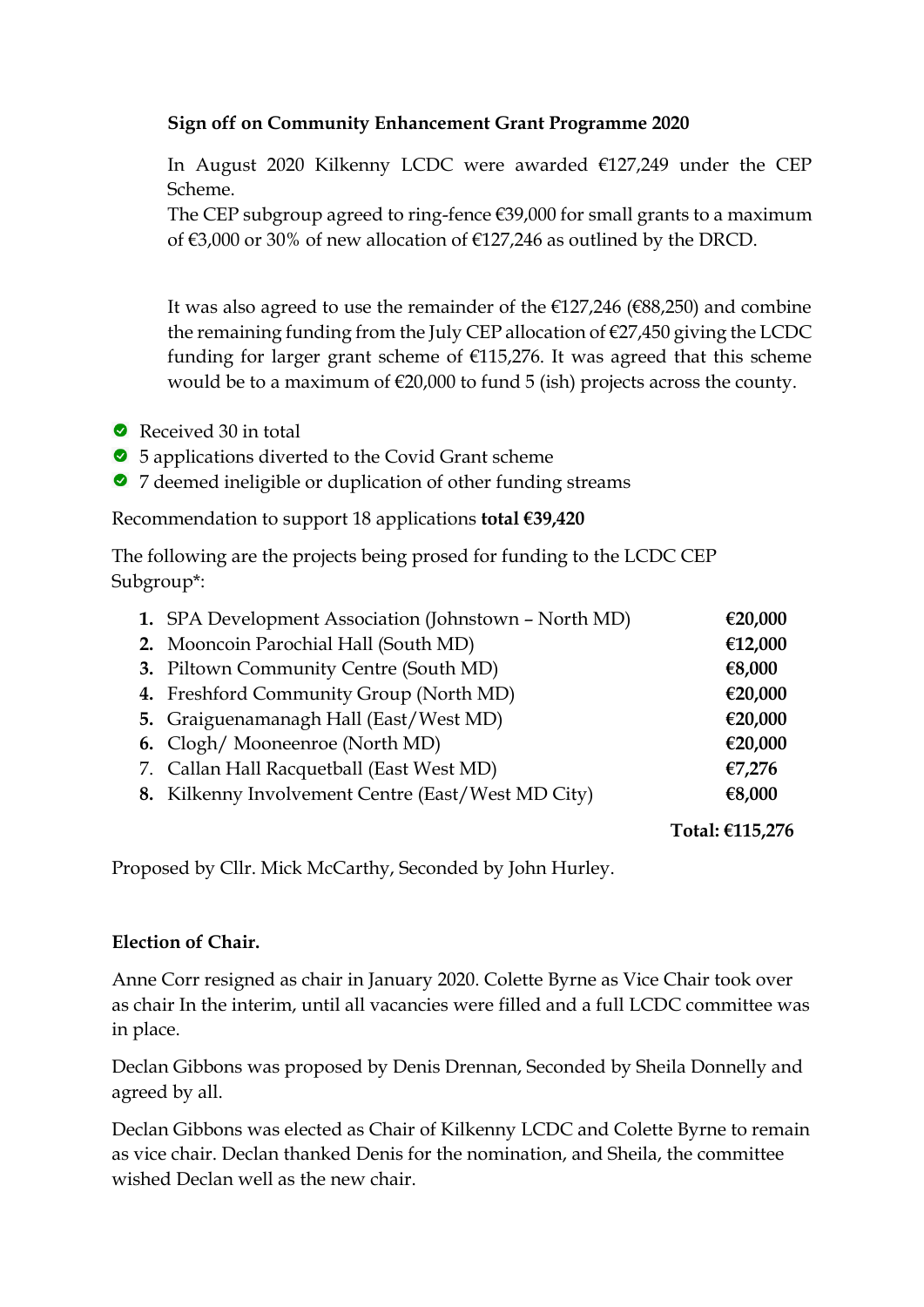**Sign off on Community Enhancement Grant Programme 2020**

In August 2020 Kilkenny LCDC were awarded €127,249 under the CEP Scheme.
The CEP subgroup agreed to ring-fence €39,000 for small grants to a maximum of €3,000 or 30% of new allocation of €127,246 as outlined by the DRCD.

It was also agreed to use the remainder of the €127,246 (€88,250) and combine the remaining funding from the July CEP allocation of €27,450 giving the LCDC funding for larger grant scheme of €115,276. It was agreed that this scheme would be to a maximum of €20,000 to fund 5 (ish) projects across the county.

- Received 30 in total
- 5 applications diverted to the Covid Grant scheme
- 7 deemed ineligible or duplication of other funding streams

Recommendation to support 18 applications **total €39,420**

The following are the projects being prosed for funding to the LCDC CEP Subgroup*:

| | | |
|---|---|---|
| **1.** | SPA Development Association (Johnstown – North MD) | **€20,000** |
| **2.** | Mooncoin Parochial Hall (South MD) | **€12,000** |
| **3.** | Piltown Community Centre (South MD) | **€8,000** |
| **4.** | Freshford Community Group (North MD) | **€20,000** |
| **5.** | Graiguenamanagh Hall (East/West MD) | **€20,000** |
| **6.** | Clogh/ Mooneenroe (North MD) | **€20,000** |
| 7. | Callan Hall Racquetball (East West MD) | **€7,276** |
| **8.** | Kilkenny Involvement Centre (East/West MD City) | **€8,000** |
| | | **Total: €115,276** |

Proposed by Cllr. Mick McCarthy, Seconded by John Hurley.

**Election of Chair.**

Anne Corr resigned as chair in January 2020. Colette Byrne as Vice Chair took over as chair In the interim, until all vacancies were filled and a full LCDC committee was in place.

Declan Gibbons was proposed by Denis Drennan, Seconded by Sheila Donnelly and agreed by all.

Declan Gibbons was elected as Chair of Kilkenny LCDC and Colette Byrne to remain as vice chair. Declan thanked Denis for the nomination, and Sheila, the committee wished Declan well as the new chair.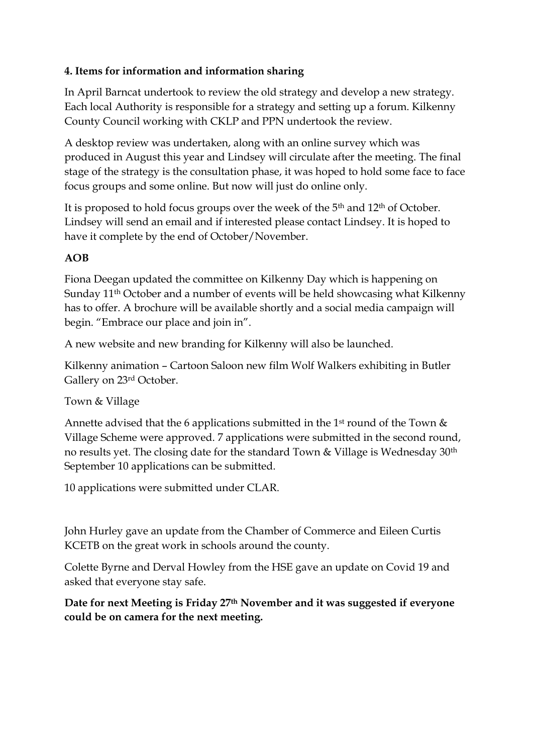**4. Items for information and information sharing**

In April Barncat undertook to review the old strategy and develop a new strategy. Each local Authority is responsible for a strategy and setting up a forum. Kilkenny County Council working with CKLP and PPN undertook the review.

A desktop review was undertaken, along with an online survey which was produced in August this year and Lindsey will circulate after the meeting. The final stage of the strategy is the consultation phase, it was hoped to hold some face to face focus groups and some online. But now will just do online only.

It is proposed to hold focus groups over the week of the 5th and 12th of October. Lindsey will send an email and if interested please contact Lindsey. It is hoped to have it complete by the end of October/November.

**AOB**

Fiona Deegan updated the committee on Kilkenny Day which is happening on Sunday 11th October and a number of events will be held showcasing what Kilkenny has to offer. A brochure will be available shortly and a social media campaign will begin. "Embrace our place and join in".

A new website and new branding for Kilkenny will also be launched.

Kilkenny animation – Cartoon Saloon new film Wolf Walkers exhibiting in Butler Gallery on 23rd October.

Town & Village

Annette advised that the 6 applications submitted in the 1st round of the Town & Village Scheme were approved. 7 applications were submitted in the second round, no results yet. The closing date for the standard Town & Village is Wednesday 30th September 10 applications can be submitted.

10 applications were submitted under CLAR.

John Hurley gave an update from the Chamber of Commerce and Eileen Curtis KCETB on the great work in schools around the county.

Colette Byrne and Derval Howley from the HSE gave an update on Covid 19 and asked that everyone stay safe.

**Date for next Meeting is Friday 27th November and it was suggested if everyone could be on camera for the next meeting.**